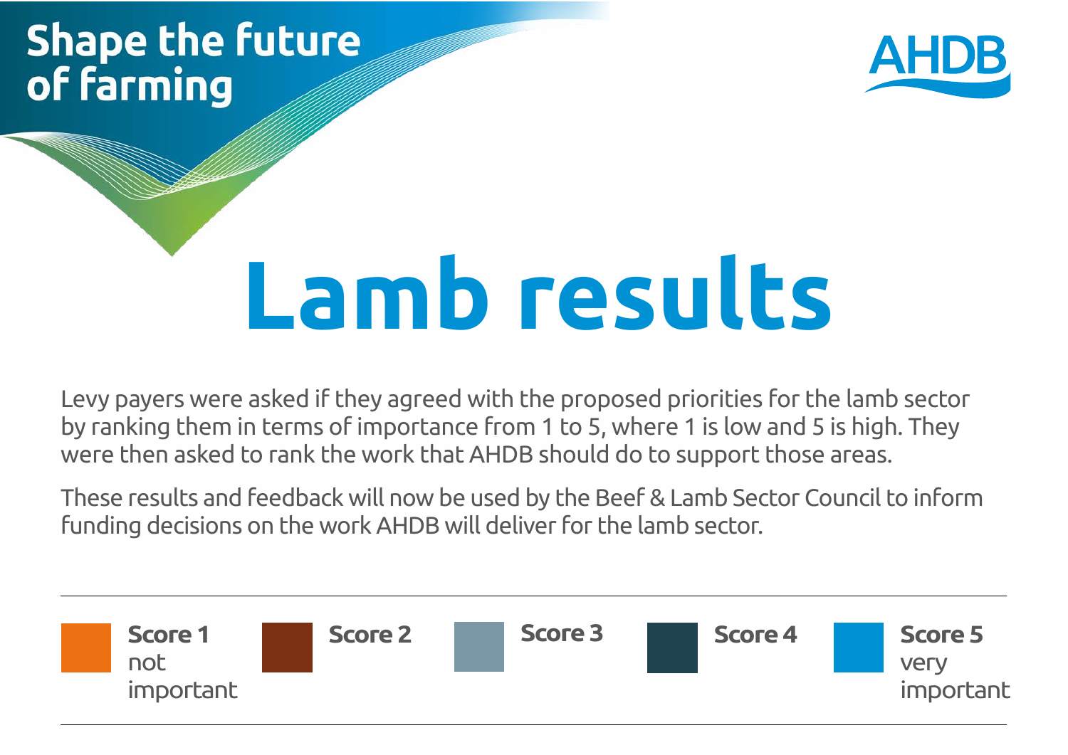Shape the future of farming

AHDB

# Lamb results

Levy payers were asked if they agreed with the proposed priorities for the lamb sector by ranking them in terms of importance from 1 to 5, where 1 is low and 5 is high. They were then asked to rank the work that AHDB should do to support those areas.

These results and feedback will now be used by the Beef & Lamb Sector Council to inform funding decisions on the work AHDB will deliver for the lamb sector.

**Score 1** not important

**Score 2**

**Score 3**

**Score 4**

**Score 5** very important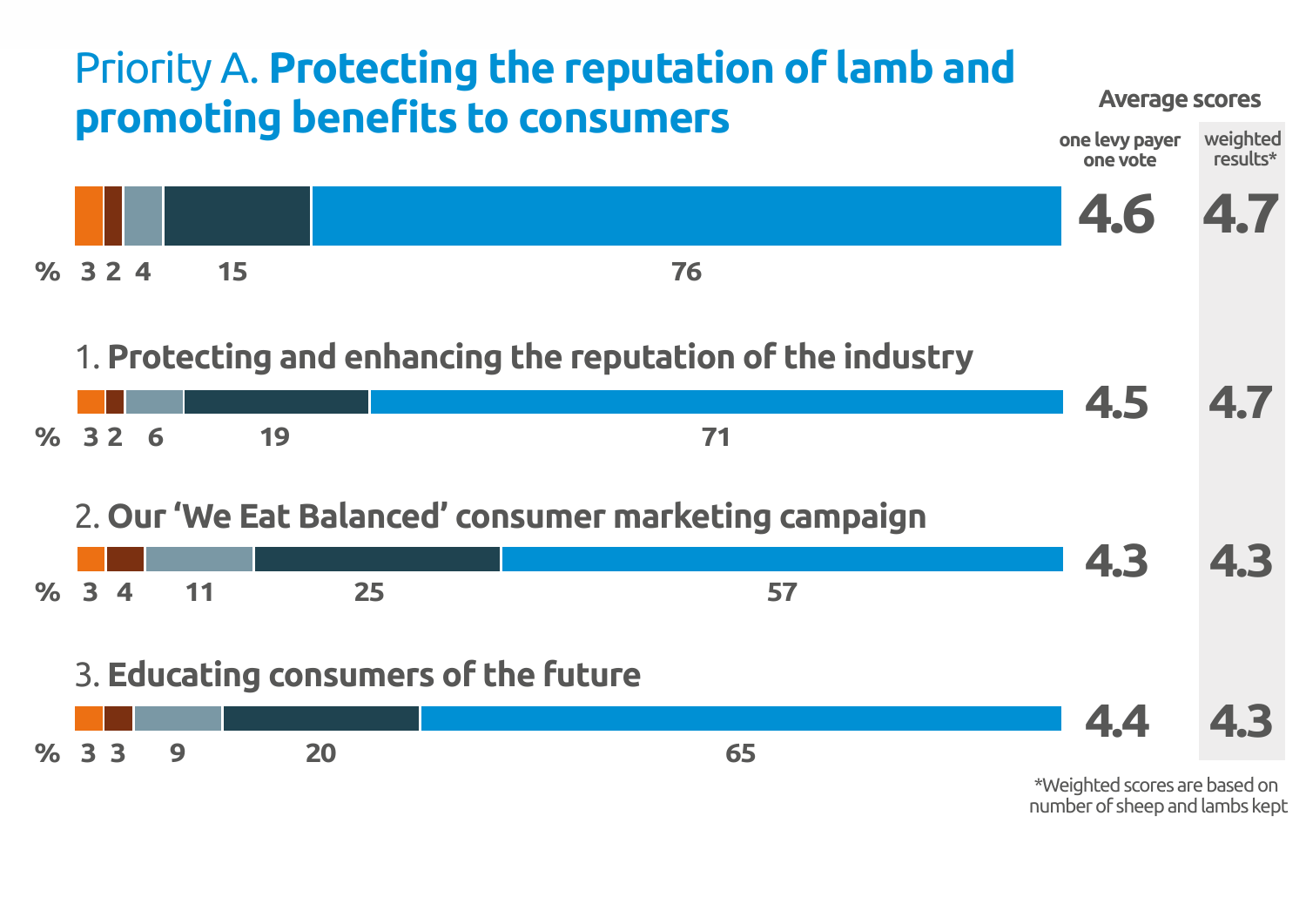# Priority A. **Protecting the reputation of lamb and promoting benefits to consumers**

| | % | | | | | Average scores: one levy payer one vote | Average scores: weighted results* |
|---|---|---|---|---|---|---|---|
| Priority A. Protecting the reputation of lamb and promoting benefits to consumers | 3 | 2 | 4 | 15 | 76 | 4.6 | 4.7 |
| 1. **Protecting and enhancing the reputation of the industry** | 3 | 2 | 6 | 19 | 71 | 4.5 | 4.7 |
| 2. **Our 'We Eat Balanced' consumer marketing campaign** | 3 | 4 | 11 | 25 | 57 | 4.3 | 4.3 |
| 3. **Educating consumers of the future** | 3 | 3 | 9 | 20 | 65 | 4.4 | 4.3 |

*Weighted scores are based on number of sheep and lambs kept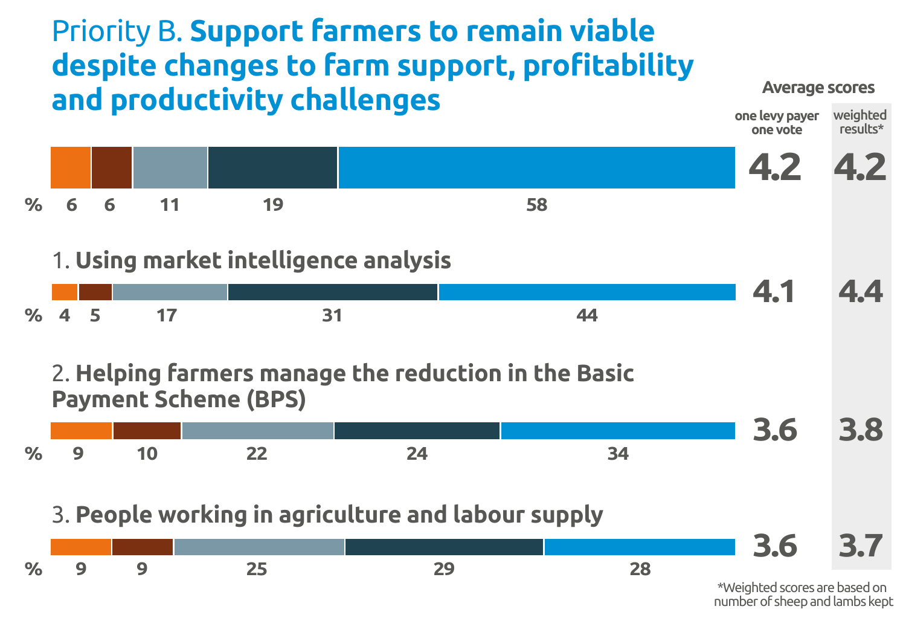# Priority B. **Support farmers to remain viable despite changes to farm support, profitability and productivity challenges**

| | % | % | % | % | % | Average scores: one levy payer one vote | Average scores: weighted results* |
|---|---|---|---|---|---|---|---|
| Priority B | 6 | 6 | 11 | 19 | 58 | 4.2 | 4.2 |
| 1. **Using market intelligence analysis** | 4 | 5 | 17 | 31 | 44 | 4.1 | 4.4 |
| 2. **Helping farmers manage the reduction in the Basic Payment Scheme (BPS)** | 9 | 10 | 22 | 24 | 34 | 3.6 | 3.8 |
| 3. **People working in agriculture and labour supply** | 9 | 9 | 25 | 29 | 28 | 3.6 | 3.7 |

*Weighted scores are based on number of sheep and lambs kept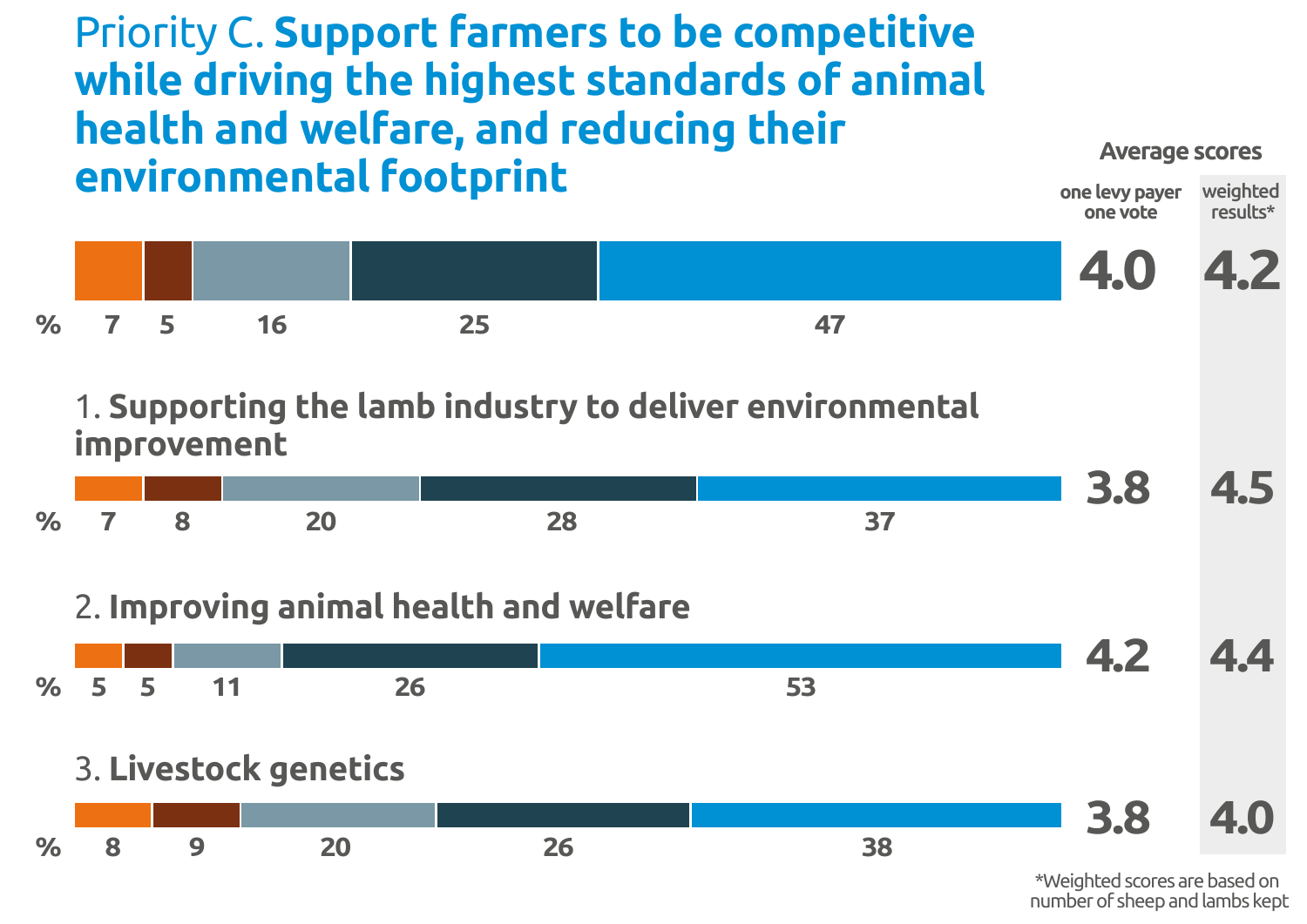# Priority C. **Support farmers to be competitive while driving the highest standards of animal health and welfare, and reducing their environmental footprint**

| | % | | | | | Average scores: one levy payer one vote | Average scores: weighted results* |
|---|---|---|---|---|---|---|---|
| Priority C | 7 | 5 | 16 | 25 | 47 | 4.0 | 4.2 |
| 1. **Supporting the lamb industry to deliver environmental improvement** | 7 | 8 | 20 | 28 | 37 | 3.8 | 4.5 |
| 2. **Improving animal health and welfare** | 5 | 5 | 11 | 26 | 53 | 4.2 | 4.4 |
| 3. **Livestock genetics** | 8 | 9 | 20 | 26 | 38 | 3.8 | 4.0 |

*Weighted scores are based on number of sheep and lambs kept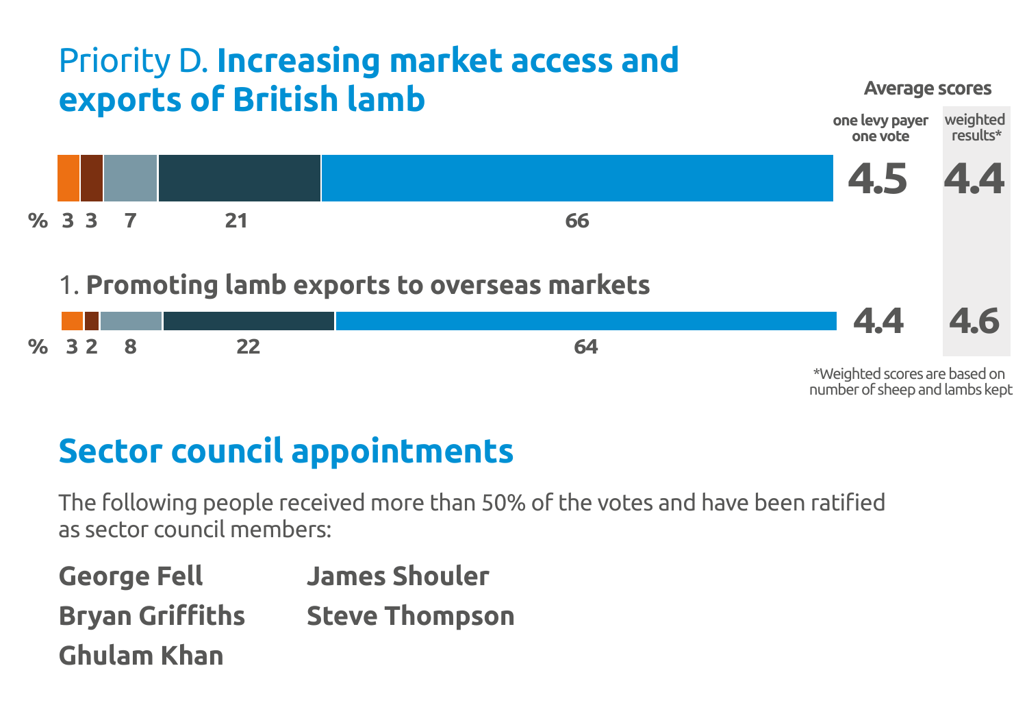## Priority D. **Increasing market access and exports of British lamb**

Average scores

one levy payer one vote

weighted results*

% 3 3 7 21 66

4.5 4.4

### 1. **Promoting lamb exports to overseas markets**

% 3 2 8 22 64

4.4 4.6

*Weighted scores are based on number of sheep and lambs kept

## Sector council appointments

The following people received more than 50% of the votes and have been ratified as sector council members:

**George Fell**
**Bryan Griffiths**
**Ghulam Khan**
**James Shouler**
**Steve Thompson**